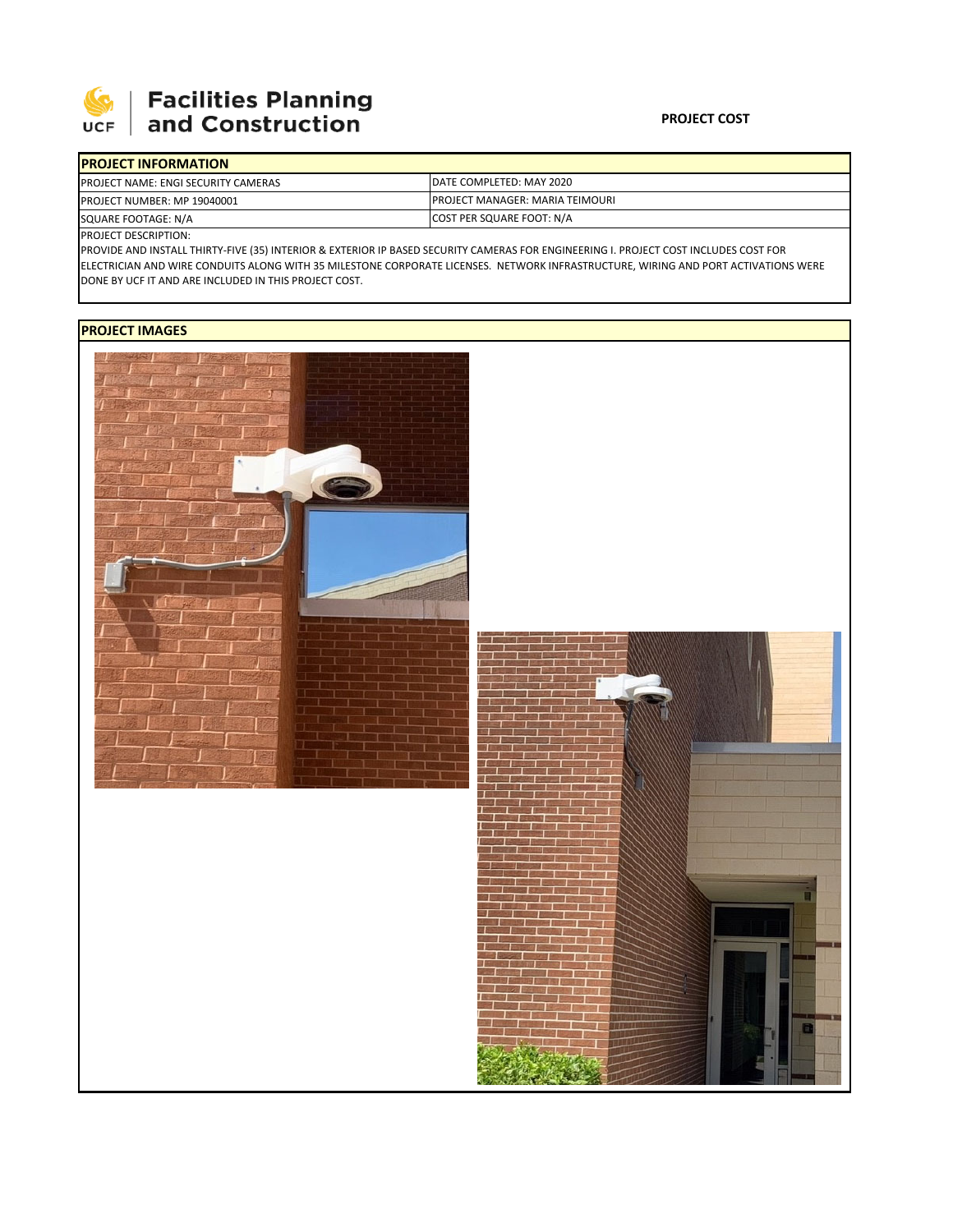# Facilities Planning and Construction

UCF

**PROJECT COST**

| PROJECT INFORMATION | |
|---|---|
| PROJECT NAME: ENGI SECURITY CAMERAS | DATE COMPLETED: MAY 2020 |
| PROJECT NUMBER: MP 19040001 | PROJECT MANAGER: MARIA TEIMOURI |
| SQUARE FOOTAGE: N/A | COST PER SQUARE FOOT: N/A |

PROJECT DESCRIPTION:

PROVIDE AND INSTALL THIRTY-FIVE (35) INTERIOR & EXTERIOR IP BASED SECURITY CAMERAS FOR ENGINEERING I. PROJECT COST INCLUDES COST FOR ELECTRICIAN AND WIRE CONDUITS ALONG WITH 35 MILESTONE CORPORATE LICENSES. NETWORK INFRASTRUCTURE, WIRING AND PORT ACTIVATIONS WERE DONE BY UCF IT AND ARE INCLUDED IN THIS PROJECT COST.

**PROJECT IMAGES**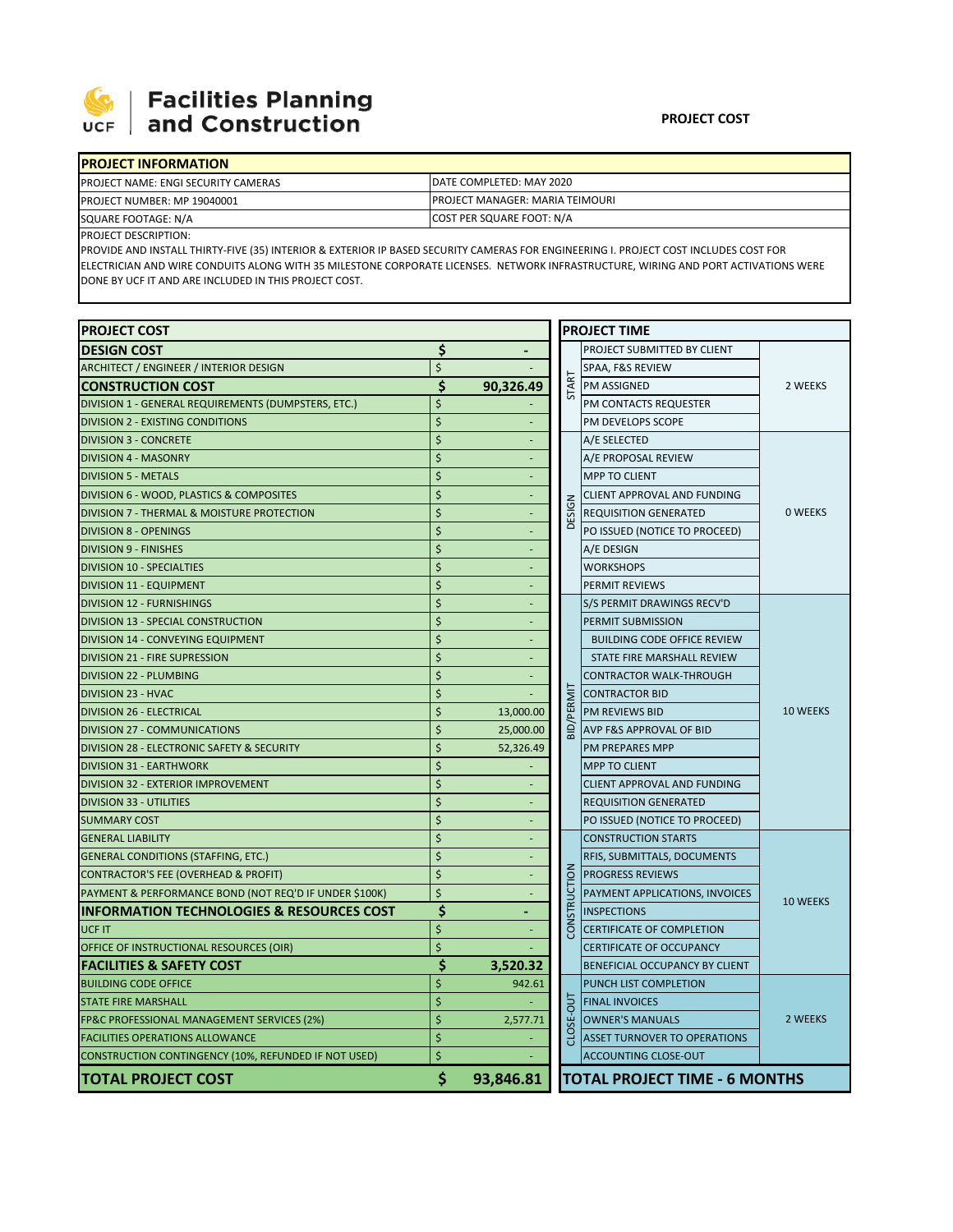**Facilities Planning and Construction**

**PROJECT COST**

| PROJECT INFORMATION | |
|---|---|
| PROJECT NAME: ENGI SECURITY CAMERAS | DATE COMPLETED: MAY 2020 |
| PROJECT NUMBER: MP 19040001 | PROJECT MANAGER: MARIA TEIMOURI |
| SQUARE FOOTAGE: N/A | COST PER SQUARE FOOT: N/A |

PROJECT DESCRIPTION:
PROVIDE AND INSTALL THIRTY-FIVE (35) INTERIOR & EXTERIOR IP BASED SECURITY CAMERAS FOR ENGINEERING I. PROJECT COST INCLUDES COST FOR ELECTRICIAN AND WIRE CONDUITS ALONG WITH 35 MILESTONE CORPORATE LICENSES. NETWORK INFRASTRUCTURE, WIRING AND PORT ACTIVATIONS WERE DONE BY UCF IT AND ARE INCLUDED IN THIS PROJECT COST.

| PROJECT COST | |
|---|---|
| **DESIGN COST** | **$ -** |
| ARCHITECT / ENGINEER / INTERIOR DESIGN | $ - |
| **CONSTRUCTION COST** | **$ 90,326.49** |
| DIVISION 1 - GENERAL REQUIREMENTS (DUMPSTERS, ETC.) | $ - |
| DIVISION 2 - EXISTING CONDITIONS | $ - |
| DIVISION 3 - CONCRETE | $ - |
| DIVISION 4 - MASONRY | $ - |
| DIVISION 5 - METALS | $ - |
| DIVISION 6 - WOOD, PLASTICS & COMPOSITES | $ - |
| DIVISION 7 - THERMAL & MOISTURE PROTECTION | $ - |
| DIVISION 8 - OPENINGS | $ - |
| DIVISION 9 - FINISHES | $ - |
| DIVISION 10 - SPECIALTIES | $ - |
| DIVISION 11 - EQUIPMENT | $ - |
| DIVISION 12 - FURNISHINGS | $ - |
| DIVISION 13 - SPECIAL CONSTRUCTION | $ - |
| DIVISION 14 - CONVEYING EQUIPMENT | $ - |
| DIVISION 21 - FIRE SUPRESSION | $ - |
| DIVISION 22 - PLUMBING | $ - |
| DIVISION 23 - HVAC | $ - |
| DIVISION 26 - ELECTRICAL | $ 13,000.00 |
| DIVISION 27 - COMMUNICATIONS | $ 25,000.00 |
| DIVISION 28 - ELECTRONIC SAFETY & SECURITY | $ 52,326.49 |
| DIVISION 31 - EARTHWORK | $ - |
| DIVISION 32 - EXTERIOR IMPROVEMENT | $ - |
| DIVISION 33 - UTILITIES | $ - |
| SUMMARY COST | $ - |
| GENERAL LIABILITY | $ - |
| GENERAL CONDITIONS (STAFFING, ETC.) | $ - |
| CONTRACTOR'S FEE (OVERHEAD & PROFIT) | $ - |
| PAYMENT & PERFORMANCE BOND (NOT REQ'D IF UNDER $100K) | $ - |
| **INFORMATION TECHNOLOGIES & RESOURCES COST** | **$ -** |
| UCF IT | $ - |
| OFFICE OF INSTRUCTIONAL RESOURCES (OIR) | $ - |
| **FACILITIES & SAFETY COST** | **$ 3,520.32** |
| BUILDING CODE OFFICE | $ 942.61 |
| STATE FIRE MARSHALL | $ - |
| FP&C PROFESSIONAL MANAGEMENT SERVICES (2%) | $ 2,577.71 |
| FACILITIES OPERATIONS ALLOWANCE | $ - |
| CONSTRUCTION CONTINGENCY (10%, REFUNDED IF NOT USED) | $ - |
| **TOTAL PROJECT COST** | **$ 93,846.81** |

| PROJECT TIME | | |
|---|---|---|
| START | PROJECT SUBMITTED BY CLIENT | 2 WEEKS |
| | SPAA, F&S REVIEW | |
| | PM ASSIGNED | |
| | PM CONTACTS REQUESTER | |
| | PM DEVELOPS SCOPE | |
| DESIGN | A/E SELECTED | 0 WEEKS |
| | A/E PROPOSAL REVIEW | |
| | MPP TO CLIENT | |
| | CLIENT APPROVAL AND FUNDING | |
| | REQUISITION GENERATED | |
| | PO ISSUED (NOTICE TO PROCEED) | |
| | A/E DESIGN | |
| | WORKSHOPS | |
| | PERMIT REVIEWS | |
| BID/PERMIT | S/S PERMIT DRAWINGS RECV'D | 10 WEEKS |
| | PERMIT SUBMISSION | |
| | BUILDING CODE OFFICE REVIEW | |
| | STATE FIRE MARSHALL REVIEW | |
| | CONTRACTOR WALK-THROUGH | |
| | CONTRACTOR BID | |
| | PM REVIEWS BID | |
| | AVP F&S APPROVAL OF BID | |
| | PM PREPARES MPP | |
| | MPP TO CLIENT | |
| | CLIENT APPROVAL AND FUNDING | |
| | REQUISITION GENERATED | |
| | PO ISSUED (NOTICE TO PROCEED) | |
| CONSTRUCTION | CONSTRUCTION STARTS | 10 WEEKS |
| | RFIS, SUBMITTALS, DOCUMENTS | |
| | PROGRESS REVIEWS | |
| | PAYMENT APPLICATIONS, INVOICES | |
| | INSPECTIONS | |
| | CERTIFICATE OF COMPLETION | |
| | CERTIFICATE OF OCCUPANCY | |
| | BENEFICIAL OCCUPANCY BY CLIENT | |
| CLOSE-OUT | PUNCH LIST COMPLETION | 2 WEEKS |
| | FINAL INVOICES | |
| | OWNER'S MANUALS | |
| | ASSET TURNOVER TO OPERATIONS | |
| | ACCOUNTING CLOSE-OUT | |
| **TOTAL PROJECT TIME - 6 MONTHS** | | |